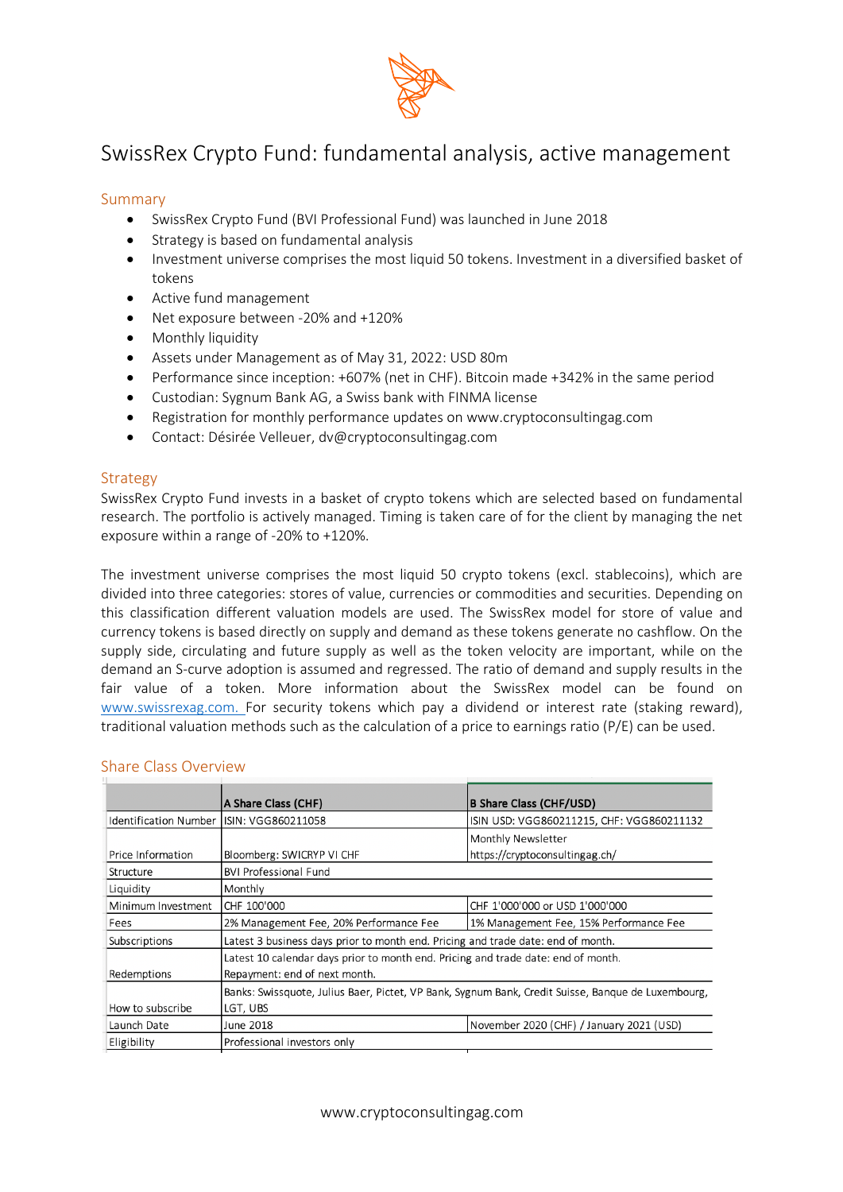# SwissRex Crypto Fund: fundamental analysis, active management

## Summary

- SwissRex Crypto Fund (BVI Professional Fund) was launched in June 2018
- Strategy is based on fundamental analysis
- Investment universe comprises the most liquid 50 tokens. Investment in a diversified basket of tokens
- Active fund management
- Net exposure between -20% and +120%
- Monthly liquidity
- Assets under Management as of May 31, 2022: USD 80m
- Performance since inception: +607% (net in CHF). Bitcoin made +342% in the same period
- Custodian: Sygnum Bank AG, a Swiss bank with FINMA license
- Registration for monthly performance updates on www.cryptoconsultingag.com
- Contact: Désirée Velleuer, dv@cryptoconsultingag.com

## Strategy

SwissRex Crypto Fund invests in a basket of crypto tokens which are selected based on fundamental research. The portfolio is actively managed. Timing is taken care of for the client by managing the net exposure within a range of -20% to +120%.

The investment universe comprises the most liquid 50 crypto tokens (excl. stablecoins), which are divided into three categories: stores of value, currencies or commodities and securities. Depending on this classification different valuation models are used. The SwissRex model for store of value and currency tokens is based directly on supply and demand as these tokens generate no cashflow. On the supply side, circulating and future supply as well as the token velocity are important, while on the demand an S-curve adoption is assumed and regressed. The ratio of demand and supply results in the fair value of a token. More information about the SwissRex model can be found on www.swissrexag.com. For security tokens which pay a dividend or interest rate (staking reward), traditional valuation methods such as the calculation of a price to earnings ratio (P/E) can be used.

## Share Class Overview

| | A Share Class (CHF) | B Share Class (CHF/USD) |
|---|---|---|
| Identification Number | ISIN: VGG860211058 | ISIN USD: VGG860211215, CHF: VGG860211132 |
| Price Information | Bloomberg: SWICRYP VI CHF | Monthly Newsletter https://cryptoconsultingag.ch/ |
| Structure | BVI Professional Fund | |
| Liquidity | Monthly | |
| Minimum Investment | CHF 100'000 | CHF 1'000'000 or USD 1'000'000 |
| Fees | 2% Management Fee, 20% Performance Fee | 1% Management Fee, 15% Performance Fee |
| Subscriptions | Latest 3 business days prior to month end. Pricing and trade date: end of month. | |
| Redemptions | Latest 10 calendar days prior to month end. Pricing and trade date: end of month. Repayment: end of next month. | |
| How to subscribe | Banks: Swissquote, Julius Baer, Pictet, VP Bank, Sygnum Bank, Credit Suisse, Banque de Luxembourg, LGT, UBS | |
| Launch Date | June 2018 | November 2020 (CHF) / January 2021 (USD) |
| Eligibility | Professional investors only | |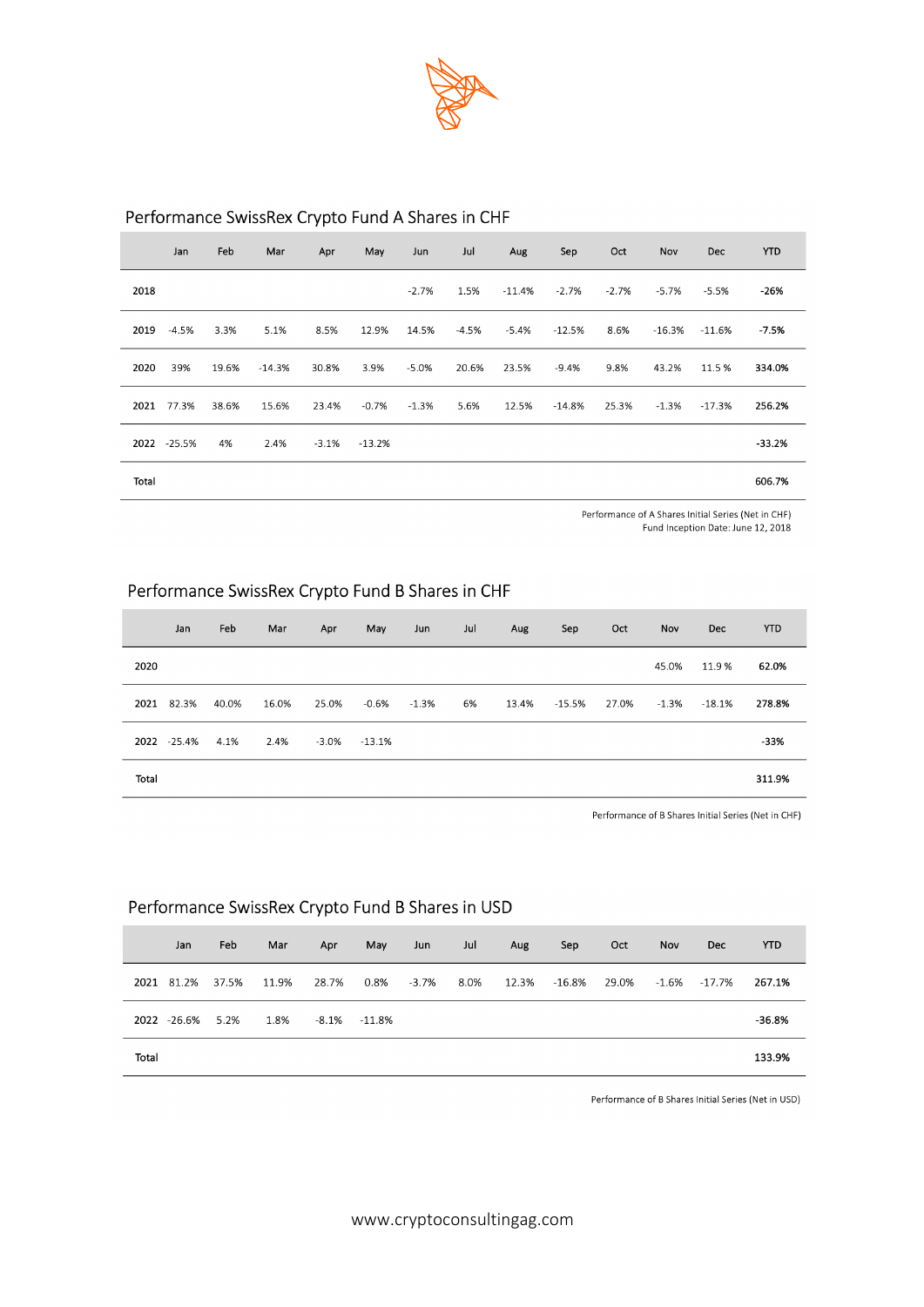## Performance SwissRex Crypto Fund A Shares in CHF

| | Jan | Feb | Mar | Apr | May | Jun | Jul | Aug | Sep | Oct | Nov | Dec | YTD |
|---|---|---|---|---|---|---|---|---|---|---|---|---|---|
| 2018 | | | | | | -2.7% | 1.5% | -11.4% | -2.7% | -2.7% | -5.7% | -5.5% | **-26%** |
| 2019 | -4.5% | 3.3% | 5.1% | 8.5% | 12.9% | 14.5% | -4.5% | -5.4% | -12.5% | 8.6% | -16.3% | -11.6% | **-7.5%** |
| 2020 | 39% | 19.6% | -14.3% | 30.8% | 3.9% | -5.0% | 20.6% | 23.5% | -9.4% | 9.8% | 43.2% | 11.5 % | **334.0%** |
| 2021 | 77.3% | 38.6% | 15.6% | 23.4% | -0.7% | -1.3% | 5.6% | 12.5% | -14.8% | 25.3% | -1.3% | -17.3% | **256.2%** |
| 2022 | -25.5% | 4% | 2.4% | -3.1% | -13.2% | | | | | | | | **-33.2%** |
| Total | | | | | | | | | | | | | **606.7%** |

Performance of A Shares Initial Series (Net in CHF)
Fund Inception Date: June 12, 2018

## Performance SwissRex Crypto Fund B Shares in CHF

| | Jan | Feb | Mar | Apr | May | Jun | Jul | Aug | Sep | Oct | Nov | Dec | YTD |
|---|---|---|---|---|---|---|---|---|---|---|---|---|---|
| 2020 | | | | | | | | | | | 45.0% | 11.9 % | **62.0%** |
| 2021 | 82.3% | 40.0% | 16.0% | 25.0% | -0.6% | -1.3% | 6% | 13.4% | -15.5% | 27.0% | -1.3% | -18.1% | **278.8%** |
| 2022 | -25.4% | 4.1% | 2.4% | -3.0% | -13.1% | | | | | | | | **-33%** |
| Total | | | | | | | | | | | | | **311.9%** |

Performance of B Shares Initial Series (Net in CHF)

## Performance SwissRex Crypto Fund B Shares in USD

| | Jan | Feb | Mar | Apr | May | Jun | Jul | Aug | Sep | Oct | Nov | Dec | YTD |
|---|---|---|---|---|---|---|---|---|---|---|---|---|---|
| 2021 | 81.2% | 37.5% | 11.9% | 28.7% | 0.8% | -3.7% | 8.0% | 12.3% | -16.8% | 29.0% | -1.6% | -17.7% | **267.1%** |
| 2022 | -26.6% | 5.2% | 1.8% | -8.1% | -11.8% | | | | | | | | **-36.8%** |
| Total | | | | | | | | | | | | | **133.9%** |

Performance of B Shares Initial Series (Net in USD)

www.cryptoconsultingag.com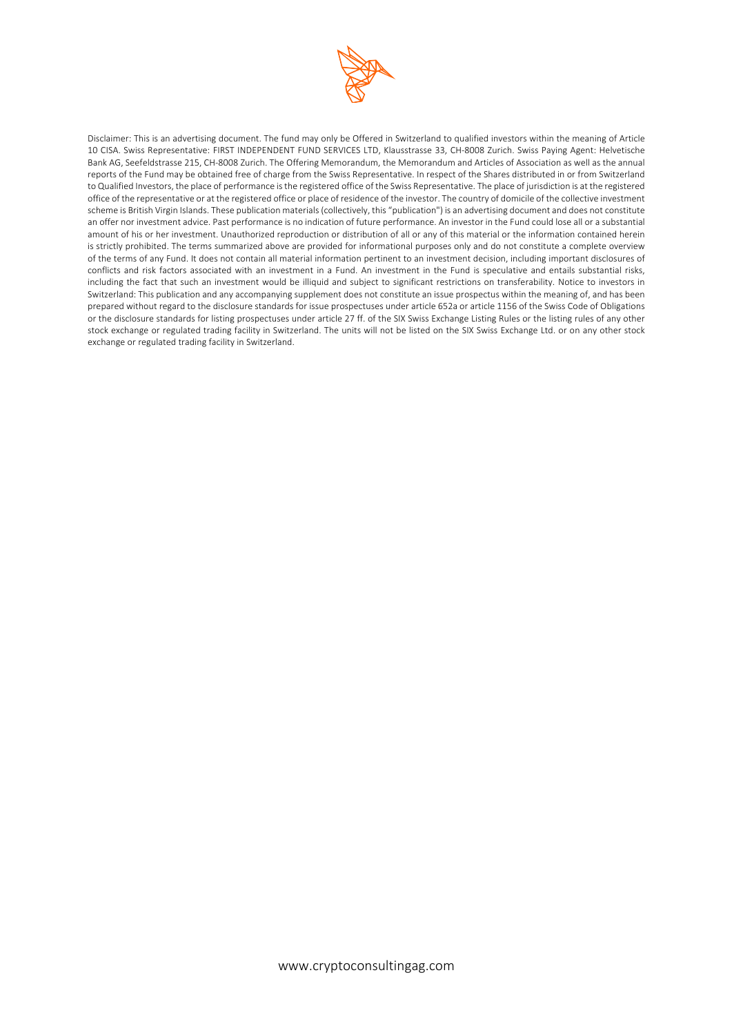Disclaimer: This is an advertising document. The fund may only be Offered in Switzerland to qualified investors within the meaning of Article 10 CISA. Swiss Representative: FIRST INDEPENDENT FUND SERVICES LTD, Klausstrasse 33, CH-8008 Zurich. Swiss Paying Agent: Helvetische Bank AG, Seefeldstrasse 215, CH-8008 Zurich. The Offering Memorandum, the Memorandum and Articles of Association as well as the annual reports of the Fund may be obtained free of charge from the Swiss Representative. In respect of the Shares distributed in or from Switzerland to Qualified Investors, the place of performance is the registered office of the Swiss Representative. The place of jurisdiction is at the registered office of the representative or at the registered office or place of residence of the investor. The country of domicile of the collective investment scheme is British Virgin Islands. These publication materials (collectively, this "publication") is an advertising document and does not constitute an offer nor investment advice. Past performance is no indication of future performance. An investor in the Fund could lose all or a substantial amount of his or her investment. Unauthorized reproduction or distribution of all or any of this material or the information contained herein is strictly prohibited. The terms summarized above are provided for informational purposes only and do not constitute a complete overview of the terms of any Fund. It does not contain all material information pertinent to an investment decision, including important disclosures of conflicts and risk factors associated with an investment in a Fund. An investment in the Fund is speculative and entails substantial risks, including the fact that such an investment would be illiquid and subject to significant restrictions on transferability. Notice to investors in Switzerland: This publication and any accompanying supplement does not constitute an issue prospectus within the meaning of, and has been prepared without regard to the disclosure standards for issue prospectuses under article 652a or article 1156 of the Swiss Code of Obligations or the disclosure standards for listing prospectuses under article 27 ff. of the SIX Swiss Exchange Listing Rules or the listing rules of any other stock exchange or regulated trading facility in Switzerland. The units will not be listed on the SIX Swiss Exchange Ltd. or on any other stock exchange or regulated trading facility in Switzerland.

www.cryptoconsultingag.com